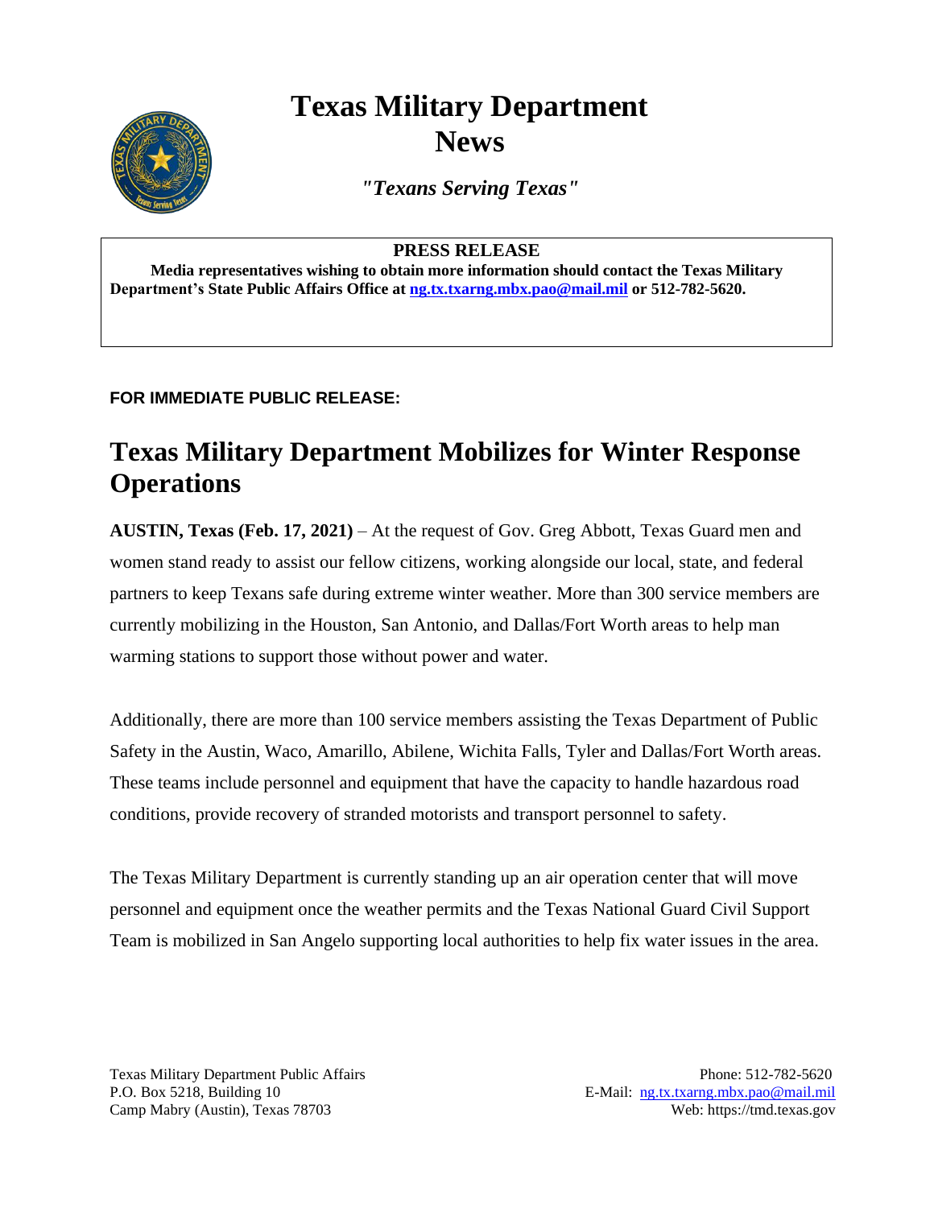# Texas Military Department News

*"Texans Serving Texas"*

**PRESS RELEASE**

**Media representatives wishing to obtain more information should contact the Texas Military Department's State Public Affairs Office at ng.tx.txarng.mbx.pao@mail.mil or 512-782-5620.**

**FOR IMMEDIATE PUBLIC RELEASE:**

## Texas Military Department Mobilizes for Winter Response Operations

**AUSTIN, Texas (Feb. 17, 2021)** – At the request of Gov. Greg Abbott, Texas Guard men and women stand ready to assist our fellow citizens, working alongside our local, state, and federal partners to keep Texans safe during extreme winter weather. More than 300 service members are currently mobilizing in the Houston, San Antonio, and Dallas/Fort Worth areas to help man warming stations to support those without power and water.

Additionally, there are more than 100 service members assisting the Texas Department of Public Safety in the Austin, Waco, Amarillo, Abilene, Wichita Falls, Tyler and Dallas/Fort Worth areas. These teams include personnel and equipment that have the capacity to handle hazardous road conditions, provide recovery of stranded motorists and transport personnel to safety.

The Texas Military Department is currently standing up an air operation center that will move personnel and equipment once the weather permits and the Texas National Guard Civil Support Team is mobilized in San Angelo supporting local authorities to help fix water issues in the area.

Texas Military Department Public Affairs
P.O. Box 5218, Building 10
Camp Mabry (Austin), Texas 78703

Phone: 512-782-5620
E-Mail: ng.tx.txarng.mbx.pao@mail.mil
Web: https://tmd.texas.gov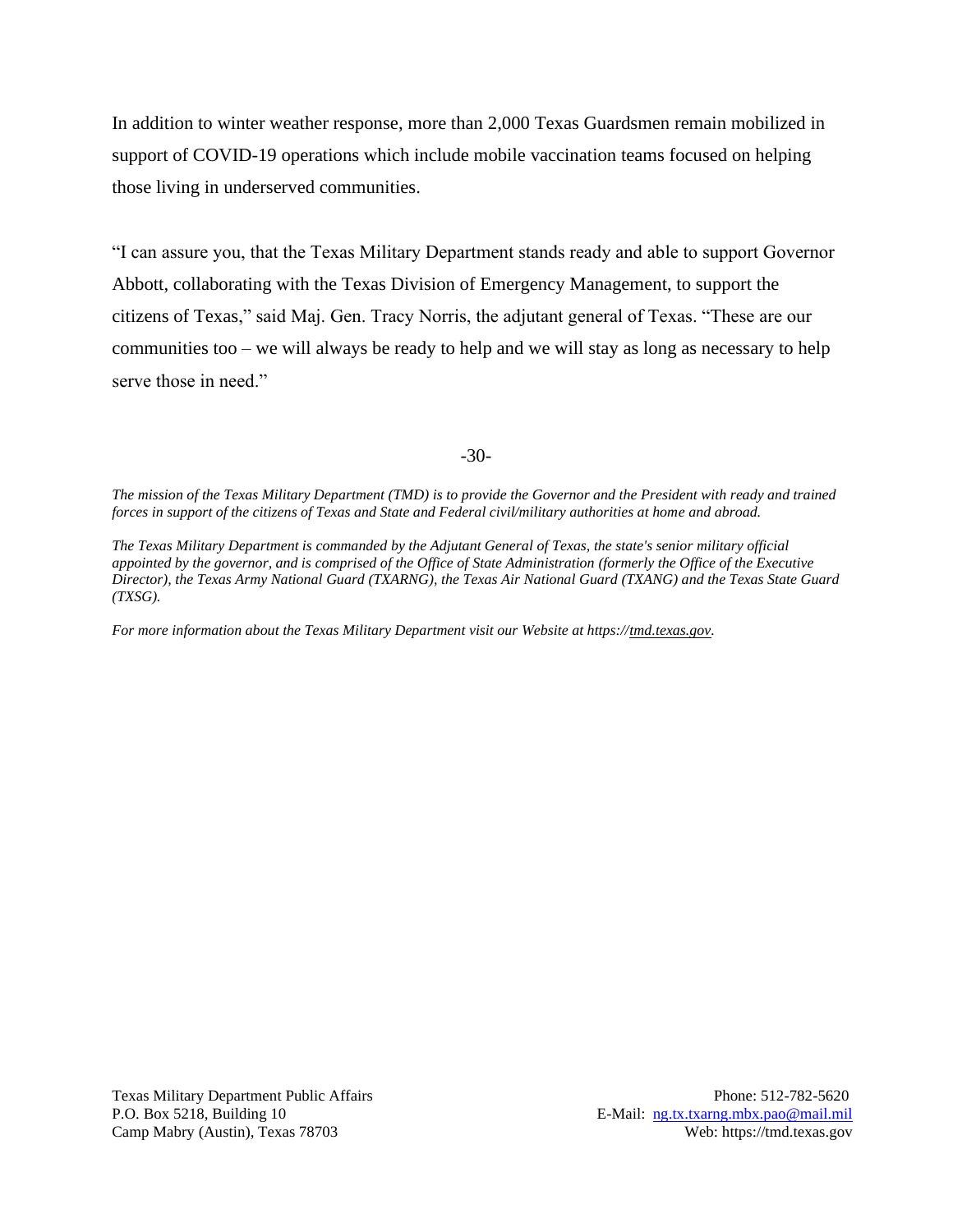In addition to winter weather response, more than 2,000 Texas Guardsmen remain mobilized in support of COVID-19 operations which include mobile vaccination teams focused on helping those living in underserved communities.

"I can assure you, that the Texas Military Department stands ready and able to support Governor Abbott, collaborating with the Texas Division of Emergency Management, to support the citizens of Texas," said Maj. Gen. Tracy Norris, the adjutant general of Texas. "These are our communities too – we will always be ready to help and we will stay as long as necessary to help serve those in need."

-30-

*The mission of the Texas Military Department (TMD) is to provide the Governor and the President with ready and trained forces in support of the citizens of Texas and State and Federal civil/military authorities at home and abroad.*

*The Texas Military Department is commanded by the Adjutant General of Texas, the state's senior military official appointed by the governor, and is comprised of the Office of State Administration (formerly the Office of the Executive Director), the Texas Army National Guard (TXARNG), the Texas Air National Guard (TXANG) and the Texas State Guard (TXSG).*

*For more information about the Texas Military Department visit our Website at https://tmd.texas.gov.*

Texas Military Department Public Affairs
P.O. Box 5218, Building 10
Camp Mabry (Austin), Texas 78703

Phone: 512-782-5620
E-Mail: ng.tx.txarng.mbx.pao@mail.mil
Web: https://tmd.texas.gov